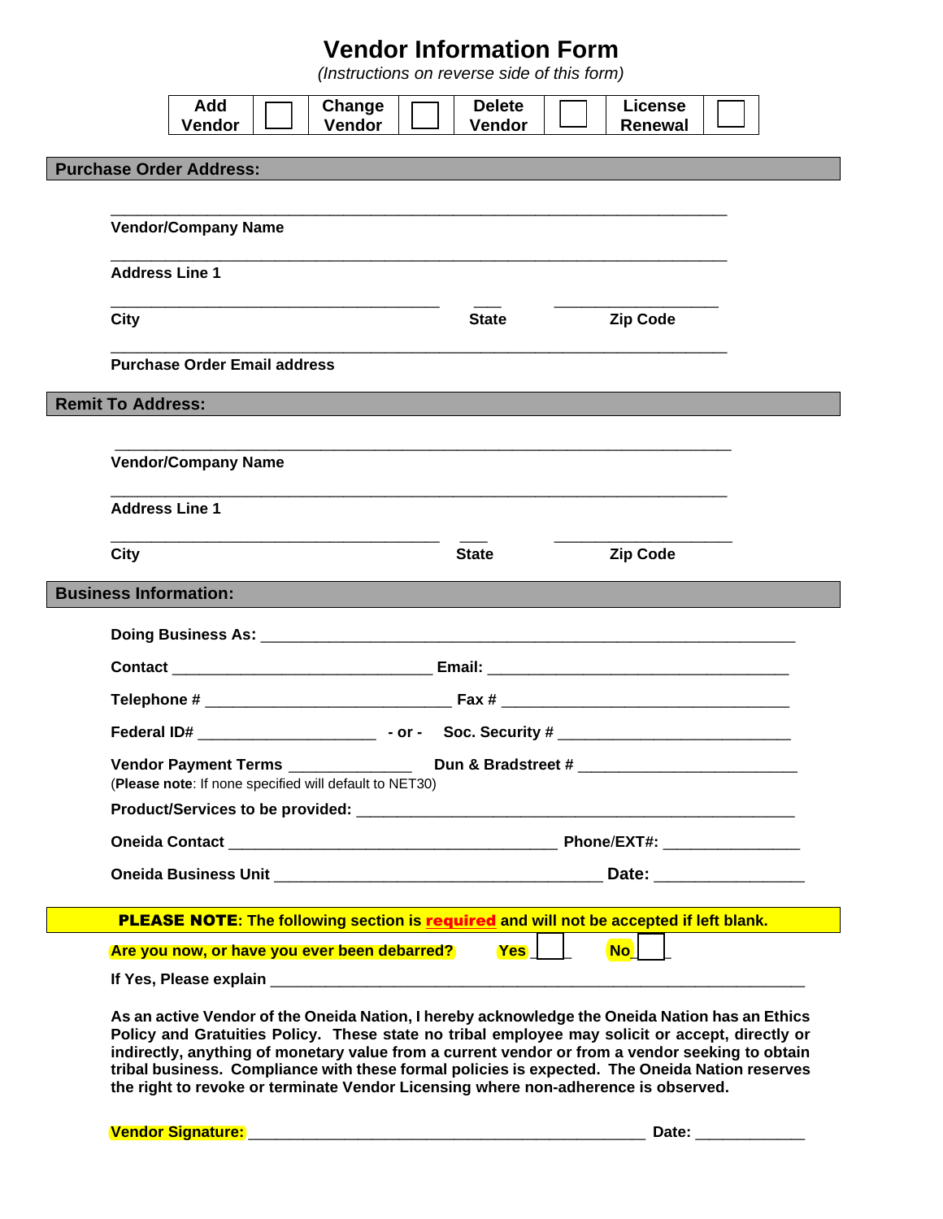# Vendor Information Form

*(Instructions on reverse side of this form)*

| Add Vendor | ☐ | Change Vendor | ☐ | Delete Vendor | ☐ | License Renewal | ☐ |
|---|---|---|---|---|---|---|---|

## Purchase Order Address:

_______________________________________________________________
**Vendor/Company Name**

_______________________________________________________________
**Address Line 1**

_________________________________ ___ _________________
**City** **State** **Zip Code**

_______________________________________________________________
**Purchase Order Email address**

## Remit To Address:

_______________________________________________________________
**Vendor/Company Name**

_______________________________________________________________
**Address Line 1**

_________________________________ ___ _________________
**City** **State** **Zip Code**

## Business Information:

**Doing Business As:** _______________________________________________________

**Contact** ___________________________ **Email:** _______________________________

**Telephone #** _________________________ **Fax #** ______________________________

**Federal ID#** ___________________ **- or - Soc. Security #** _______________________

**Vendor Payment Terms** _____________ **Dun & Bradstreet #** _____________________
(**Please note**: If none specified will default to NET30)

**Product/Services to be provided:** ____________________________________________

**Oneida Contact** __________________________________ **Phone/EXT#:** ______________

**Oneida Business Unit** __________________________________ **Date:** _______________

**PLEASE NOTE: The following section is required and will not be accepted if left blank.**

**Are you now, or have you ever been debarred?** **Yes** ☐ **No** ☐

**If Yes, Please explain** _______________________________________________________

**As an active Vendor of the Oneida Nation, I hereby acknowledge the Oneida Nation has an Ethics Policy and Gratuities Policy. These state no tribal employee may solicit or accept, directly or indirectly, anything of monetary value from a current vendor or from a vendor seeking to obtain tribal business. Compliance with these formal policies is expected. The Oneida Nation reserves the right to revoke or terminate Vendor Licensing where non-adherence is observed.**

**Vendor Signature:** __________________________________________ **Date:** ____________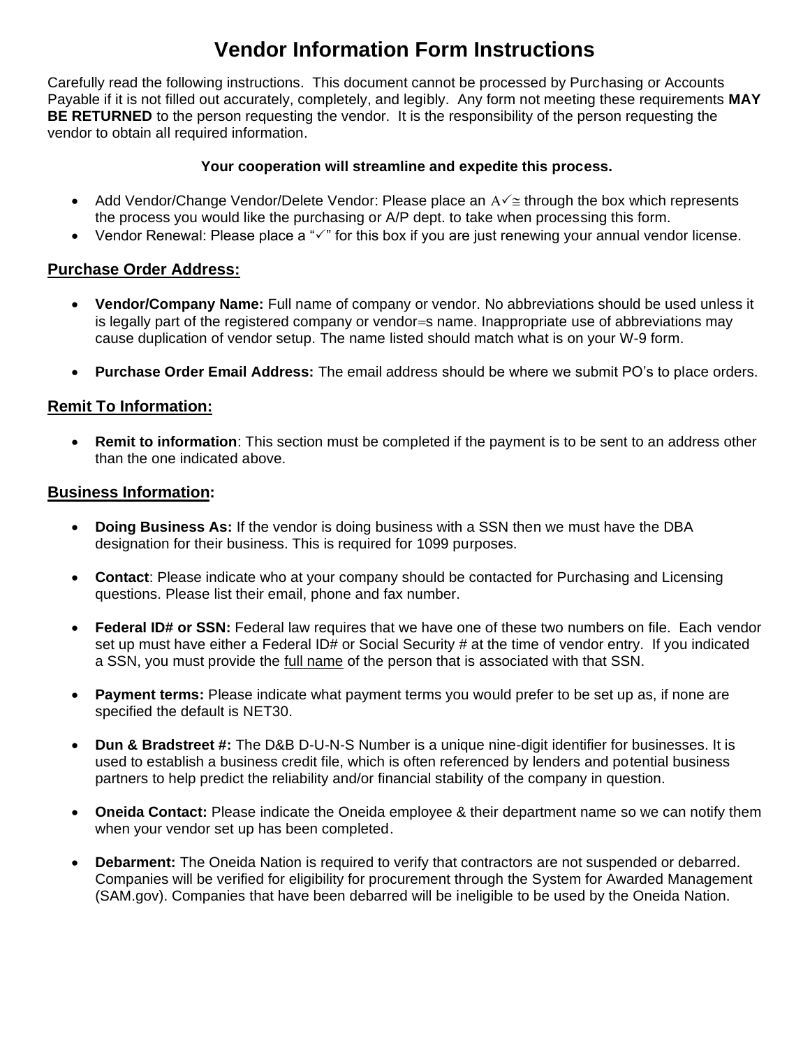# Vendor Information Form Instructions

Carefully read the following instructions. This document cannot be processed by Purchasing or Accounts Payable if it is not filled out accurately, completely, and legibly. Any form not meeting these requirements **MAY BE RETURNED** to the person requesting the vendor. It is the responsibility of the person requesting the vendor to obtain all required information.

**Your cooperation will streamline and expedite this process.**

- Add Vendor/Change Vendor/Delete Vendor: Please place an A✓≅ through the box which represents the process you would like the purchasing or A/P dept. to take when processing this form.
- Vendor Renewal: Please place a "✓" for this box if you are just renewing your annual vendor license.

## Purchase Order Address:

- **Vendor/Company Name:** Full name of company or vendor. No abbreviations should be used unless it is legally part of the registered company or vendor=s name. Inappropriate use of abbreviations may cause duplication of vendor setup. The name listed should match what is on your W-9 form.
- **Purchase Order Email Address:** The email address should be where we submit PO's to place orders.

## Remit To Information:

- **Remit to information**: This section must be completed if the payment is to be sent to an address other than the one indicated above.

## Business Information:

- **Doing Business As:** If the vendor is doing business with a SSN then we must have the DBA designation for their business. This is required for 1099 purposes.
- **Contact**: Please indicate who at your company should be contacted for Purchasing and Licensing questions. Please list their email, phone and fax number.
- **Federal ID# or SSN:** Federal law requires that we have one of these two numbers on file. Each vendor set up must have either a Federal ID# or Social Security # at the time of vendor entry. If you indicated a SSN, you must provide the full name of the person that is associated with that SSN.
- **Payment terms:** Please indicate what payment terms you would prefer to be set up as, if none are specified the default is NET30.
- **Dun & Bradstreet #:** The D&B D-U-N-S Number is a unique nine-digit identifier for businesses. It is used to establish a business credit file, which is often referenced by lenders and potential business partners to help predict the reliability and/or financial stability of the company in question.
- **Oneida Contact:** Please indicate the Oneida employee & their department name so we can notify them when your vendor set up has been completed.
- **Debarment:** The Oneida Nation is required to verify that contractors are not suspended or debarred. Companies will be verified for eligibility for procurement through the System for Awarded Management (SAM.gov). Companies that have been debarred will be ineligible to be used by the Oneida Nation.